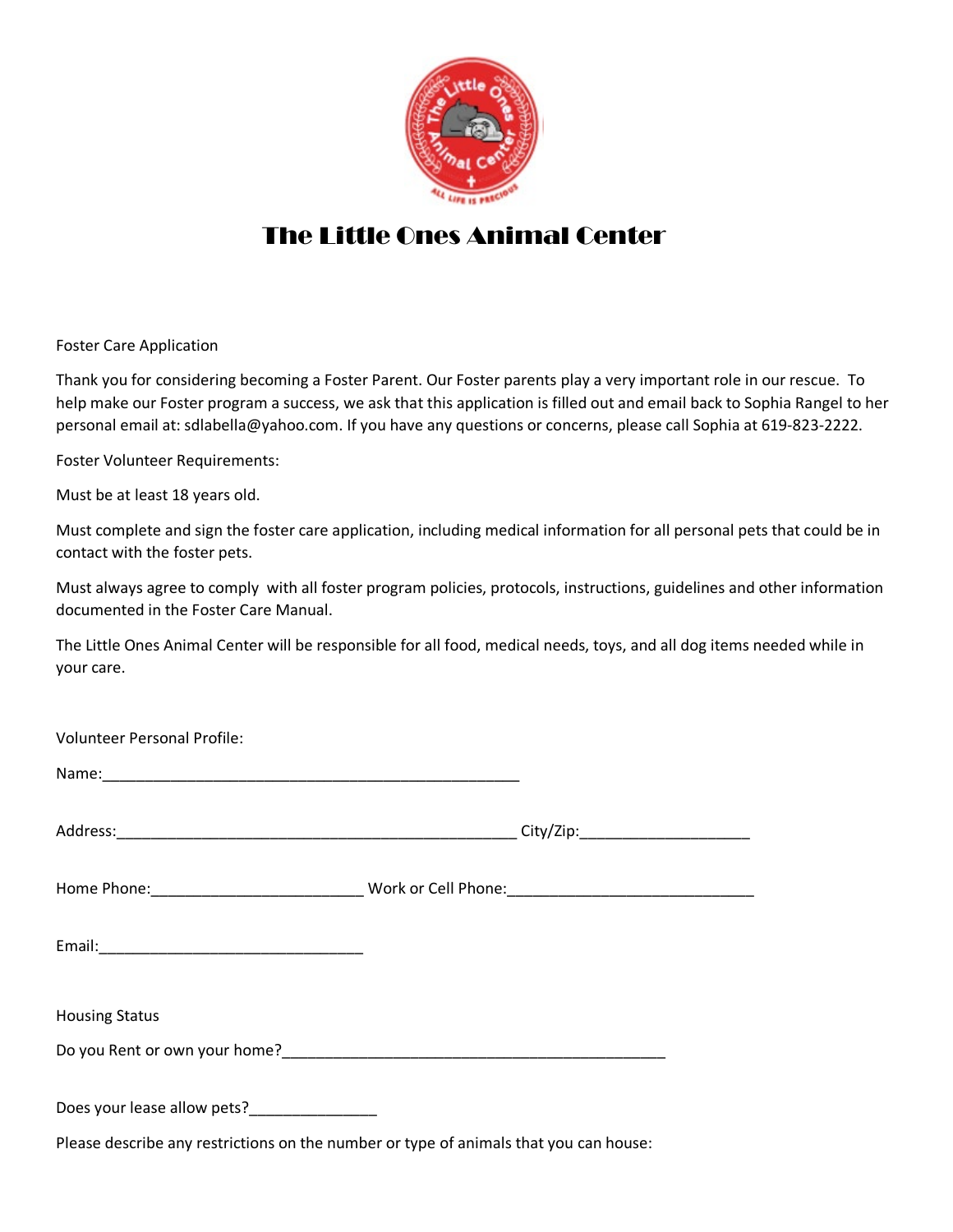# The Little Ones Animal Center

Foster Care Application

Thank you for considering becoming a Foster Parent. Our Foster parents play a very important role in our rescue. To help make our Foster program a success, we ask that this application is filled out and email back to Sophia Rangel to her personal email at: sdlabella@yahoo.com. If you have any questions or concerns, please call Sophia at 619-823-2222.

Foster Volunteer Requirements:

Must be at least 18 years old.

Must complete and sign the foster care application, including medical information for all personal pets that could be in contact with the foster pets.

Must always agree to comply with all foster program policies, protocols, instructions, guidelines and other information documented in the Foster Care Manual.

The Little Ones Animal Center will be responsible for all food, medical needs, toys, and all dog items needed while in your care.

Volunteer Personal Profile:

Name:_______________________________________________

Address:_____________________________________________ City/Zip:___________________

Home Phone:________________________ Work or Cell Phone:_____________________________

Email:______________________________

Housing Status

Do you Rent or own your home?___________________________________________

Does your lease allow pets?______________

Please describe any restrictions on the number or type of animals that you can house: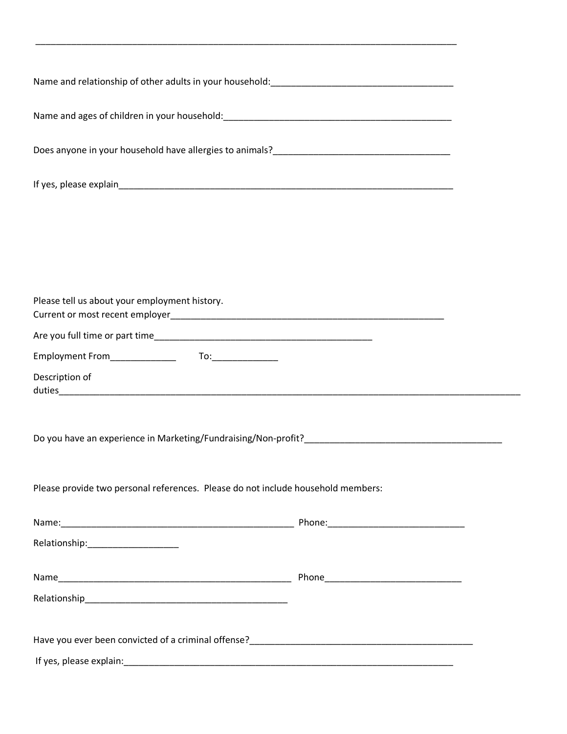_______________________________________________________________________________________

Name and relationship of other adults in your household:_____________________________________

Name and ages of children in your household:_______________________________________________

Does anyone in your household have allergies to animals?___________________________________

If yes, please explain______________________________________________________________________

Please tell us about your employment history.
Current or most recent employer_________________________________________________________

Are you full time or part time_____________________________________________

Employment From_____________ To:_____________

Description of
duties______________________________________________________________________________________________

Do you have an experience in Marketing/Fundraising/Non-profit?_______________________________________

Please provide two personal references. Please do not include household members:

Name:________________________________________________ Phone:___________________________

Relationship:__________________

Name_________________________________________________ Phone___________________________

Relationship__________________________________________

Have you ever been convicted of a criminal offense?___________________________________________

If yes, please explain:_____________________________________________________________________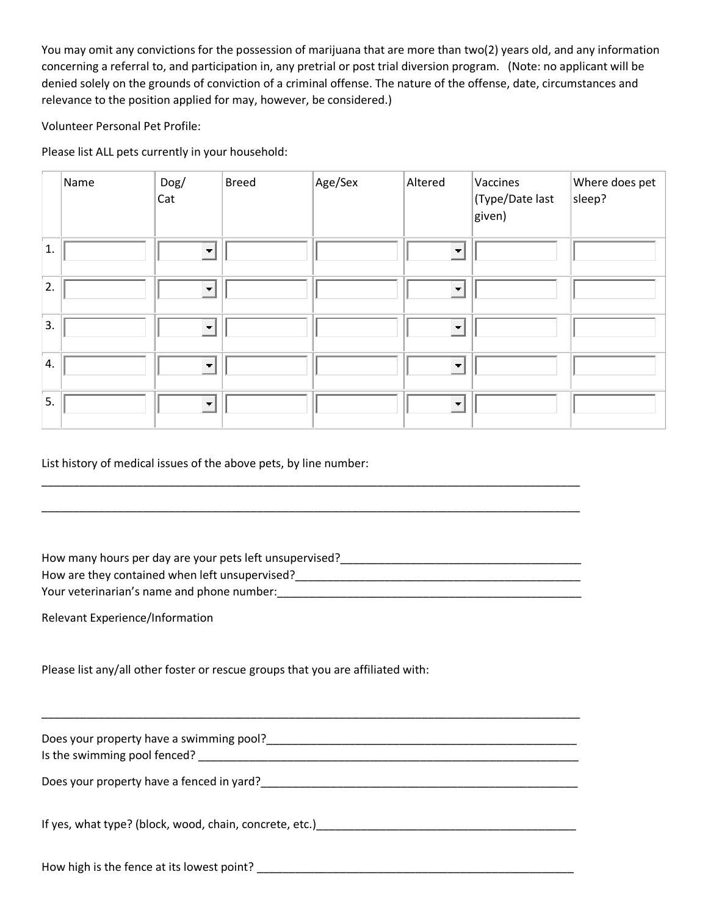You may omit any convictions for the possession of marijuana that are more than two(2) years old, and any information concerning a referral to, and participation in, any pretrial or post trial diversion program. (Note: no applicant will be denied solely on the grounds of conviction of a criminal offense. The nature of the offense, date, circumstances and relevance to the position applied for may, however, be considered.)

Volunteer Personal Pet Profile:

Please list ALL pets currently in your household:

| | Name | Dog/ Cat | Breed | Age/Sex | Altered | Vaccines (Type/Date last given) | Where does pet sleep? |
|---|---|---|---|---|---|---|---|
| 1. | | | | | | | |
| 2. | | | | | | | |
| 3. | | | | | | | |
| 4. | | | | | | | |
| 5. | | | | | | | |

List history of medical issues of the above pets, by line number:
\_\_\_\_\_\_\_\_\_\_\_\_\_\_\_\_\_\_\_\_\_\_\_\_\_\_\_\_\_\_\_\_\_\_\_\_\_\_\_\_\_\_\_\_\_\_\_\_\_\_\_\_\_\_\_\_\_\_\_\_\_\_\_\_\_\_\_\_\_\_\_\_\_\_\_\_\_\_

\_\_\_\_\_\_\_\_\_\_\_\_\_\_\_\_\_\_\_\_\_\_\_\_\_\_\_\_\_\_\_\_\_\_\_\_\_\_\_\_\_\_\_\_\_\_\_\_\_\_\_\_\_\_\_\_\_\_\_\_\_\_\_\_\_\_\_\_\_\_\_\_\_\_\_\_\_\_

How many hours per day are your pets left unsupervised?\_\_\_\_\_\_\_\_\_\_\_\_\_\_\_\_\_\_\_\_\_\_\_\_\_\_\_\_\_\_\_\_\_\_\_\_\_\_
How are they contained when left unsupervised?\_\_\_\_\_\_\_\_\_\_\_\_\_\_\_\_\_\_\_\_\_\_\_\_\_\_\_\_\_\_\_\_\_\_\_\_\_\_\_\_\_\_\_\_
Your veterinarian's name and phone number:\_\_\_\_\_\_\_\_\_\_\_\_\_\_\_\_\_\_\_\_\_\_\_\_\_\_\_\_\_\_\_\_\_\_\_\_\_\_\_\_\_\_\_\_\_\_\_

Relevant Experience/Information

Please list any/all other foster or rescue groups that you are affiliated with:

\_\_\_\_\_\_\_\_\_\_\_\_\_\_\_\_\_\_\_\_\_\_\_\_\_\_\_\_\_\_\_\_\_\_\_\_\_\_\_\_\_\_\_\_\_\_\_\_\_\_\_\_\_\_\_\_\_\_\_\_\_\_\_\_\_\_\_\_\_\_\_\_\_\_\_\_\_\_

Does your property have a swimming pool?\_\_\_\_\_\_\_\_\_\_\_\_\_\_\_\_\_\_\_\_\_\_\_\_\_\_\_\_\_\_\_\_\_\_\_\_\_\_\_\_\_\_\_\_\_\_\_
Is the swimming pool fenced? \_\_\_\_\_\_\_\_\_\_\_\_\_\_\_\_\_\_\_\_\_\_\_\_\_\_\_\_\_\_\_\_\_\_\_\_\_\_\_\_\_\_\_\_\_\_\_\_\_\_\_\_\_\_\_\_\_\_

Does your property have a fenced in yard?\_\_\_\_\_\_\_\_\_\_\_\_\_\_\_\_\_\_\_\_\_\_\_\_\_\_\_\_\_\_\_\_\_\_\_\_\_\_\_\_\_\_\_\_\_\_\_\_

If yes, what type? (block, wood, chain, concrete, etc.)\_\_\_\_\_\_\_\_\_\_\_\_\_\_\_\_\_\_\_\_\_\_\_\_\_\_\_\_\_\_\_\_\_\_\_\_\_\_\_

How high is the fence at its lowest point? \_\_\_\_\_\_\_\_\_\_\_\_\_\_\_\_\_\_\_\_\_\_\_\_\_\_\_\_\_\_\_\_\_\_\_\_\_\_\_\_\_\_\_\_\_\_\_\_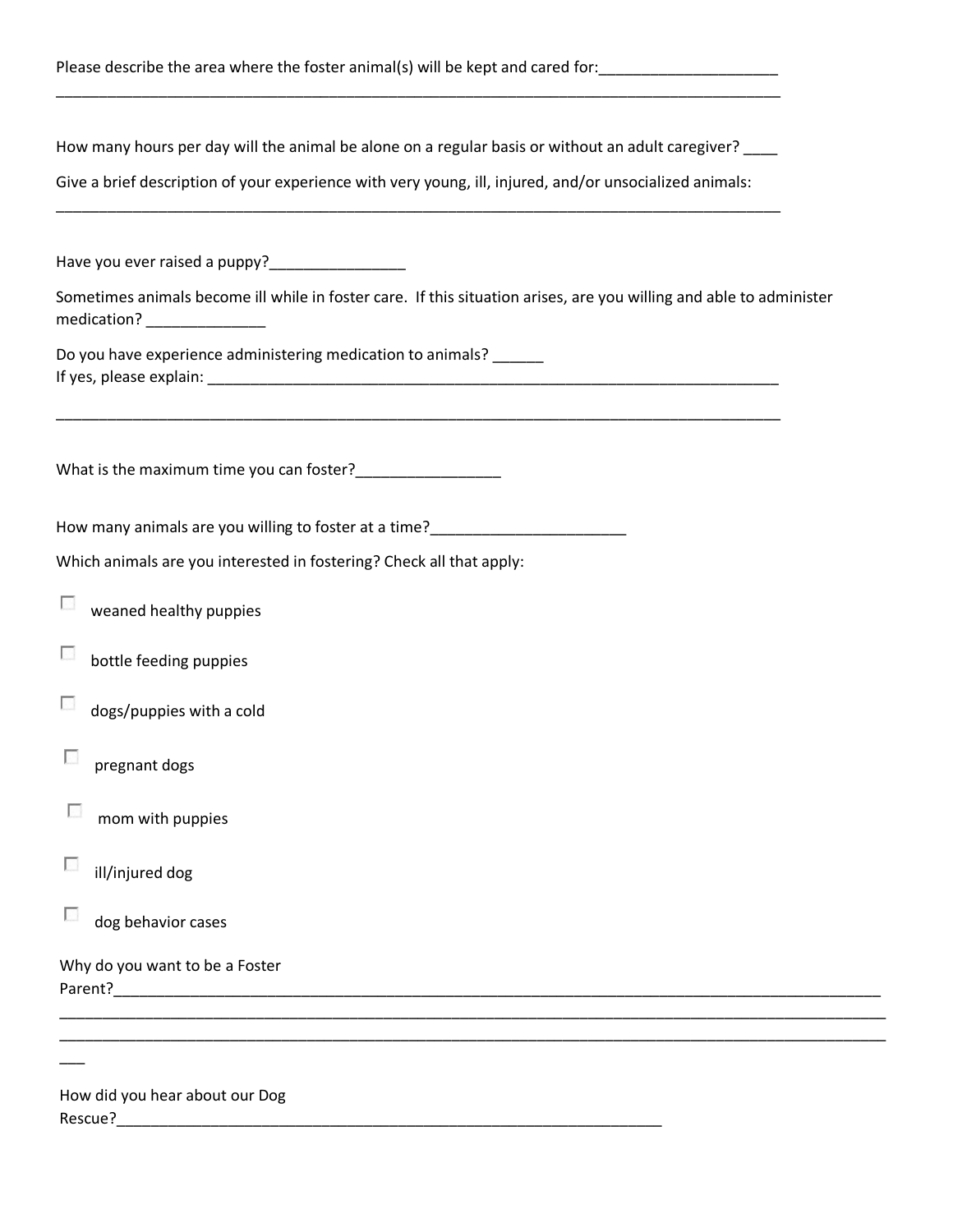Please describe the area where the foster animal(s) will be kept and cared for:_____________________
_________________________________________________________________________________________

How many hours per day will the animal be alone on a regular basis or without an adult caregiver? ____

Give a brief description of your experience with very young, ill, injured, and/or unsocialized animals:
_________________________________________________________________________________________

Have you ever raised a puppy?________________

Sometimes animals become ill while in foster care. If this situation arises, are you willing and able to administer medication? ______________

Do you have experience administering medication to animals? ______
If yes, please explain: _____________________________________________________________________

_________________________________________________________________________________________

What is the maximum time you can foster?_________________

How many animals are you willing to foster at a time?_______________________

Which animals are you interested in fostering? Check all that apply:

- ☐ weaned healthy puppies
- ☐ bottle feeding puppies
- ☐ dogs/puppies with a cold
- ☐ pregnant dogs
- ☐ mom with puppies
- ☐ ill/injured dog
- ☐ dog behavior cases

Why do you want to be a Foster Parent?_______________________________________________________________________________________________
_________________________________________________________________________________________________________
_________________________________________________________________________________________________________
___

How did you hear about our Dog Rescue?__________________________________________________________________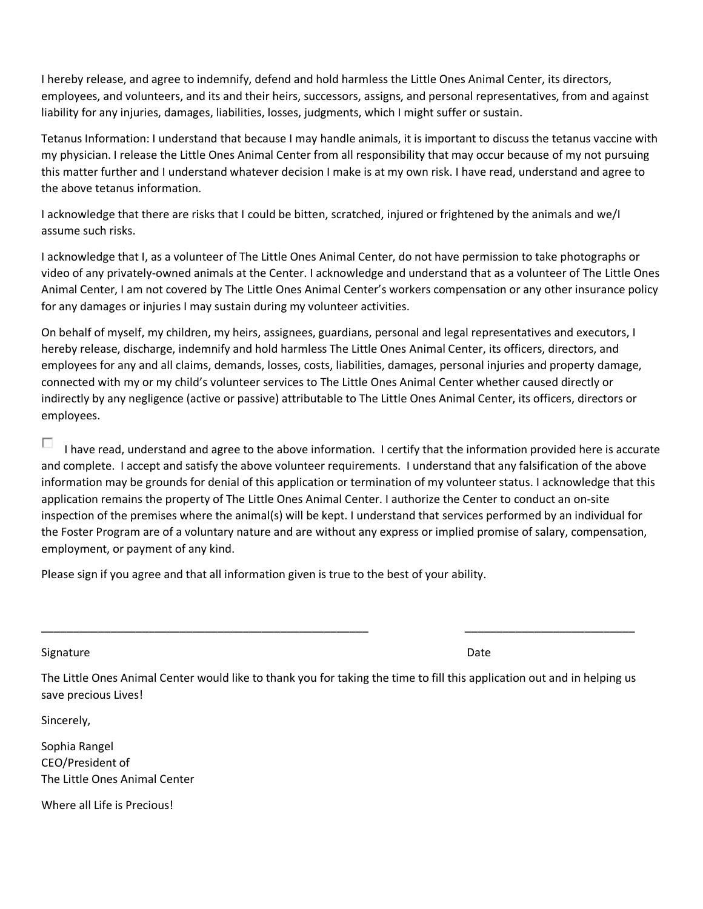I hereby release, and agree to indemnify, defend and hold harmless the Little Ones Animal Center, its directors, employees, and volunteers, and its and their heirs, successors, assigns, and personal representatives, from and against liability for any injuries, damages, liabilities, losses, judgments, which I might suffer or sustain.

Tetanus Information: I understand that because I may handle animals, it is important to discuss the tetanus vaccine with my physician. I release the Little Ones Animal Center from all responsibility that may occur because of my not pursuing this matter further and I understand whatever decision I make is at my own risk. I have read, understand and agree to the above tetanus information.

I acknowledge that there are risks that I could be bitten, scratched, injured or frightened by the animals and we/I assume such risks.

I acknowledge that I, as a volunteer of The Little Ones Animal Center, do not have permission to take photographs or video of any privately-owned animals at the Center. I acknowledge and understand that as a volunteer of The Little Ones Animal Center, I am not covered by The Little Ones Animal Center's workers compensation or any other insurance policy for any damages or injuries I may sustain during my volunteer activities.

On behalf of myself, my children, my heirs, assignees, guardians, personal and legal representatives and executors, I hereby release, discharge, indemnify and hold harmless The Little Ones Animal Center, its officers, directors, and employees for any and all claims, demands, losses, costs, liabilities, damages, personal injuries and property damage, connected with my or my child's volunteer services to The Little Ones Animal Center whether caused directly or indirectly by any negligence (active or passive) attributable to The Little Ones Animal Center, its officers, directors or employees.

☐ I have read, understand and agree to the above information. I certify that the information provided here is accurate and complete. I accept and satisfy the above volunteer requirements. I understand that any falsification of the above information may be grounds for denial of this application or termination of my volunteer status. I acknowledge that this application remains the property of The Little Ones Animal Center. I authorize the Center to conduct an on-site inspection of the premises where the animal(s) will be kept. I understand that services performed by an individual for the Foster Program are of a voluntary nature and are without any express or implied promise of salary, compensation, employment, or payment of any kind.

Please sign if you agree and that all information given is true to the best of your ability.

_______________________________________________________ ____________________________

Signature Date

The Little Ones Animal Center would like to thank you for taking the time to fill this application out and in helping us save precious Lives!

Sincerely,

Sophia Rangel
CEO/President of
The Little Ones Animal Center

Where all Life is Precious!